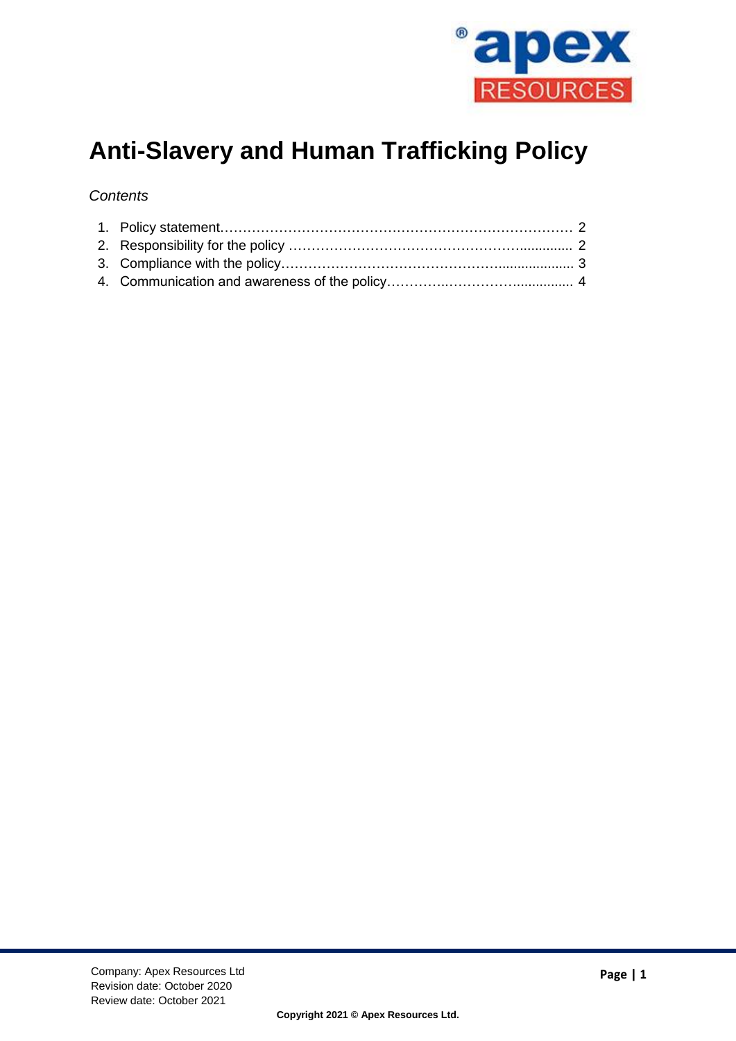# Anti-Slavery and Human Trafficking Policy

*Contents*

1. Policy statement………………………………………………………………… 2
2. Responsibility for the policy ……………………………………………............. 2
3. Compliance with the policy………………………………………….................... 3
4. Communication and awareness of the policy…………..……………............... 4

Company: Apex Resources Ltd
Revision date: October 2020
Review date: October 2021

**Copyright 2021 © Apex Resources Ltd.**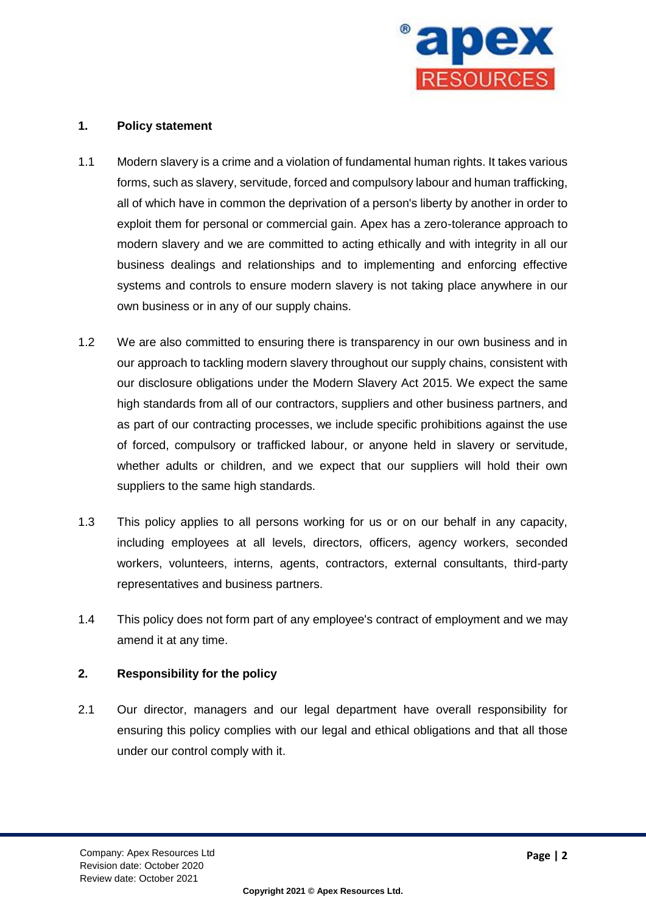## 1. Policy statement

1.1 Modern slavery is a crime and a violation of fundamental human rights. It takes various forms, such as slavery, servitude, forced and compulsory labour and human trafficking, all of which have in common the deprivation of a person's liberty by another in order to exploit them for personal or commercial gain. Apex has a zero-tolerance approach to modern slavery and we are committed to acting ethically and with integrity in all our business dealings and relationships and to implementing and enforcing effective systems and controls to ensure modern slavery is not taking place anywhere in our own business or in any of our supply chains.

1.2 We are also committed to ensuring there is transparency in our own business and in our approach to tackling modern slavery throughout our supply chains, consistent with our disclosure obligations under the Modern Slavery Act 2015. We expect the same high standards from all of our contractors, suppliers and other business partners, and as part of our contracting processes, we include specific prohibitions against the use of forced, compulsory or trafficked labour, or anyone held in slavery or servitude, whether adults or children, and we expect that our suppliers will hold their own suppliers to the same high standards.

1.3 This policy applies to all persons working for us or on our behalf in any capacity, including employees at all levels, directors, officers, agency workers, seconded workers, volunteers, interns, agents, contractors, external consultants, third-party representatives and business partners.

1.4 This policy does not form part of any employee's contract of employment and we may amend it at any time.

## 2. Responsibility for the policy

2.1 Our director, managers and our legal department have overall responsibility for ensuring this policy complies with our legal and ethical obligations and that all those under our control comply with it.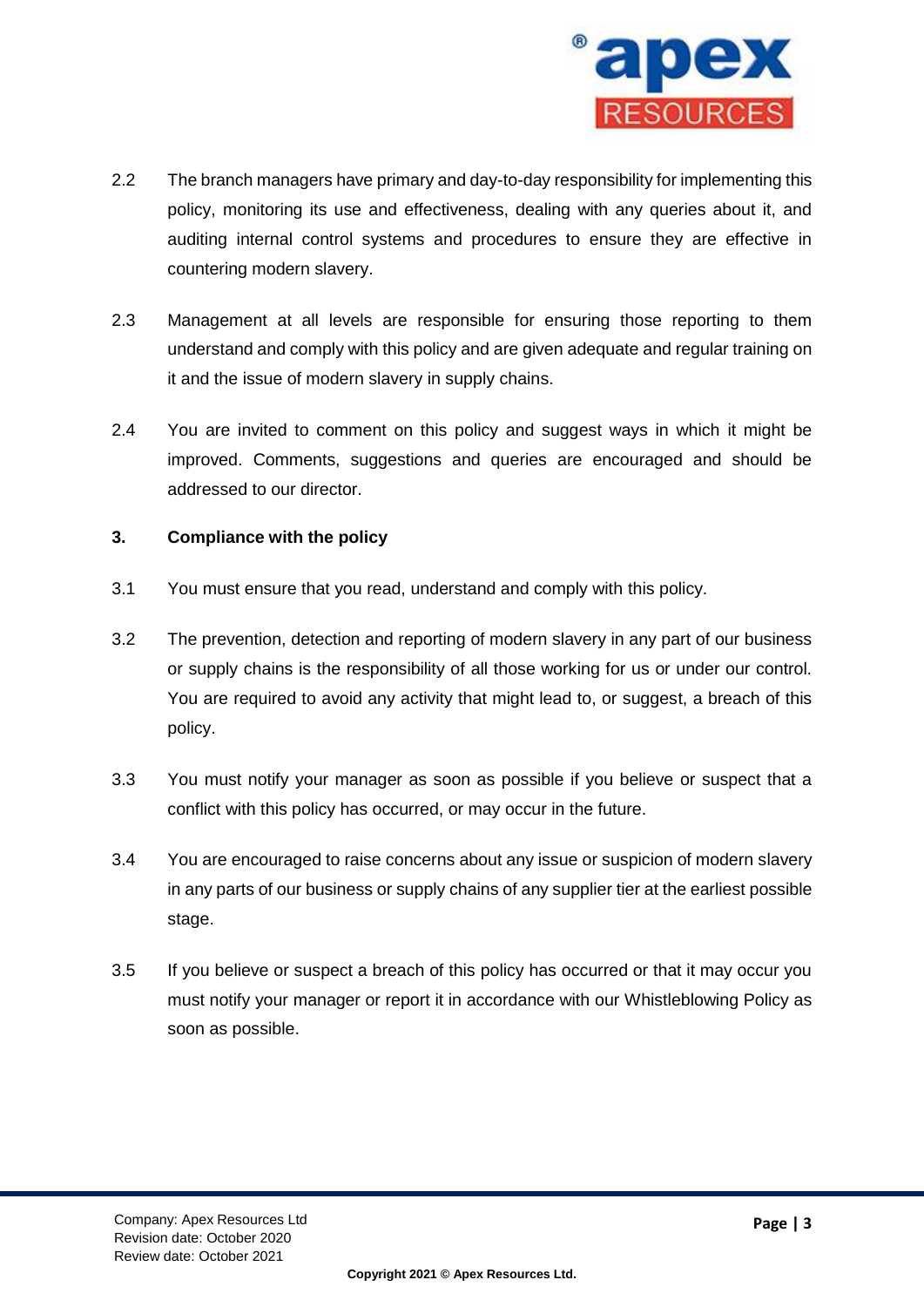2.2 The branch managers have primary and day-to-day responsibility for implementing this policy, monitoring its use and effectiveness, dealing with any queries about it, and auditing internal control systems and procedures to ensure they are effective in countering modern slavery.

2.3 Management at all levels are responsible for ensuring those reporting to them understand and comply with this policy and are given adequate and regular training on it and the issue of modern slavery in supply chains.

2.4 You are invited to comment on this policy and suggest ways in which it might be improved. Comments, suggestions and queries are encouraged and should be addressed to our director.

## 3. Compliance with the policy

3.1 You must ensure that you read, understand and comply with this policy.

3.2 The prevention, detection and reporting of modern slavery in any part of our business or supply chains is the responsibility of all those working for us or under our control. You are required to avoid any activity that might lead to, or suggest, a breach of this policy.

3.3 You must notify your manager as soon as possible if you believe or suspect that a conflict with this policy has occurred, or may occur in the future.

3.4 You are encouraged to raise concerns about any issue or suspicion of modern slavery in any parts of our business or supply chains of any supplier tier at the earliest possible stage.

3.5 If you believe or suspect a breach of this policy has occurred or that it may occur you must notify your manager or report it in accordance with our Whistleblowing Policy as soon as possible.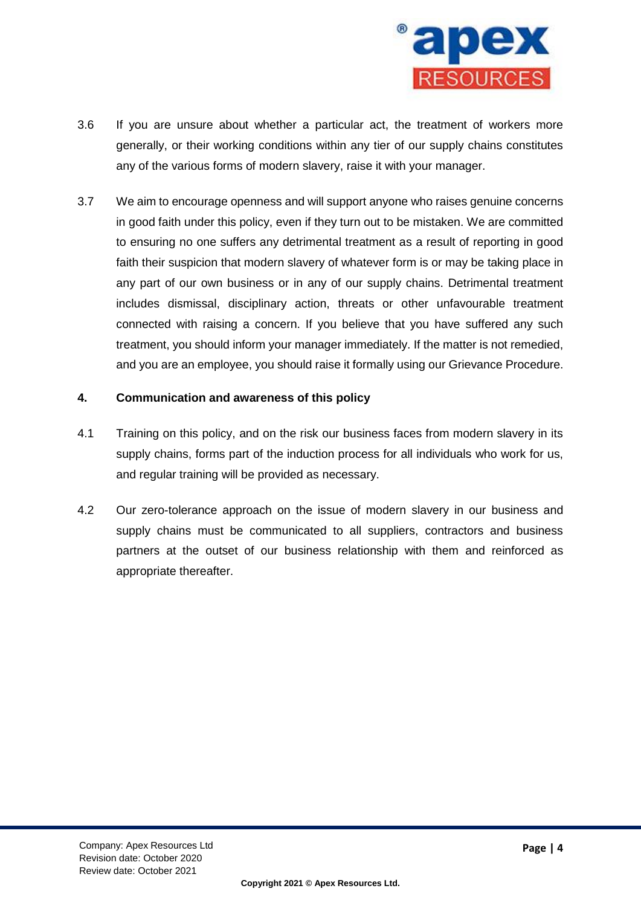3.6 If you are unsure about whether a particular act, the treatment of workers more generally, or their working conditions within any tier of our supply chains constitutes any of the various forms of modern slavery, raise it with your manager.

3.7 We aim to encourage openness and will support anyone who raises genuine concerns in good faith under this policy, even if they turn out to be mistaken. We are committed to ensuring no one suffers any detrimental treatment as a result of reporting in good faith their suspicion that modern slavery of whatever form is or may be taking place in any part of our own business or in any of our supply chains. Detrimental treatment includes dismissal, disciplinary action, threats or other unfavourable treatment connected with raising a concern. If you believe that you have suffered any such treatment, you should inform your manager immediately. If the matter is not remedied, and you are an employee, you should raise it formally using our Grievance Procedure.

## 4. Communication and awareness of this policy

4.1 Training on this policy, and on the risk our business faces from modern slavery in its supply chains, forms part of the induction process for all individuals who work for us, and regular training will be provided as necessary.

4.2 Our zero-tolerance approach on the issue of modern slavery in our business and supply chains must be communicated to all suppliers, contractors and business partners at the outset of our business relationship with them and reinforced as appropriate thereafter.